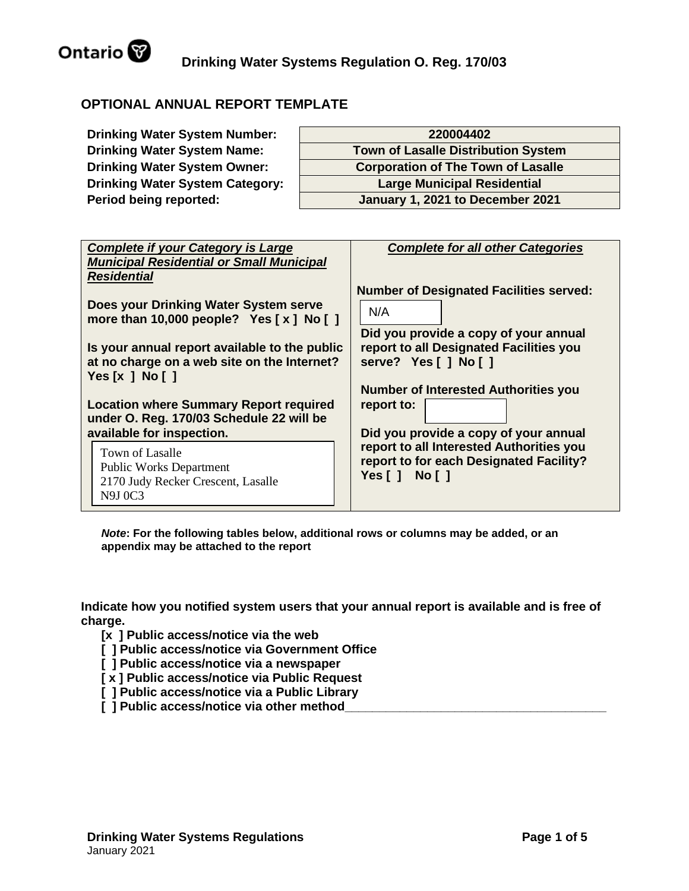# OPTIONAL ANNUAL REPORT TEMPLATE

| | |
|---|---|
| **Drinking Water System Number:** | **220004402** |
| **Drinking Water System Name:** | **Town of Lasalle Distribution System** |
| **Drinking Water System Owner:** | **Corporation of The Town of Lasalle** |
| **Drinking Water System Category:** | **Large Municipal Residential** |
| **Period being reported:** | **January 1, 2021 to December 2021** |

| ***Complete if your Category is Large Municipal Residential or Small Municipal Residential*** | ***Complete for all other Categories*** |
|---|---|
| **Does your Drinking Water System serve more than 10,000 people? Yes [ x ] No [ ]** | **Number of Designated Facilities served:** N/A |
| **Is your annual report available to the public at no charge on a web site on the Internet? Yes [x ] No [ ]** | **Did you provide a copy of your annual report to all Designated Facilities you serve? Yes [ ] No [ ]** |
| **Location where Summary Report required under O. Reg. 170/03 Schedule 22 will be available for inspection.** | **Number of Interested Authorities you report to:** |
| Town of Lasalle<br>Public Works Department<br>2170 Judy Recker Crescent, Lasalle<br>N9J 0C3 | **Did you provide a copy of your annual report to all Interested Authorities you report to for each Designated Facility? Yes [ ] No [ ]** |

***Note*: For the following tables below, additional rows or columns may be added, or an appendix may be attached to the report**

**Indicate how you notified system users that your annual report is available and is free of charge.**

- **[x ] Public access/notice via the web**
- **[ ] Public access/notice via Government Office**
- **[ ] Public access/notice via a newspaper**
- **[ x ] Public access/notice via Public Request**
- **[ ] Public access/notice via a Public Library**
- **[ ] Public access/notice via other method**\_\_\_\_\_\_\_\_\_\_\_\_\_\_\_\_\_\_\_\_\_\_\_\_\_\_\_\_\_\_\_\_\_\_\_\_\_\_\_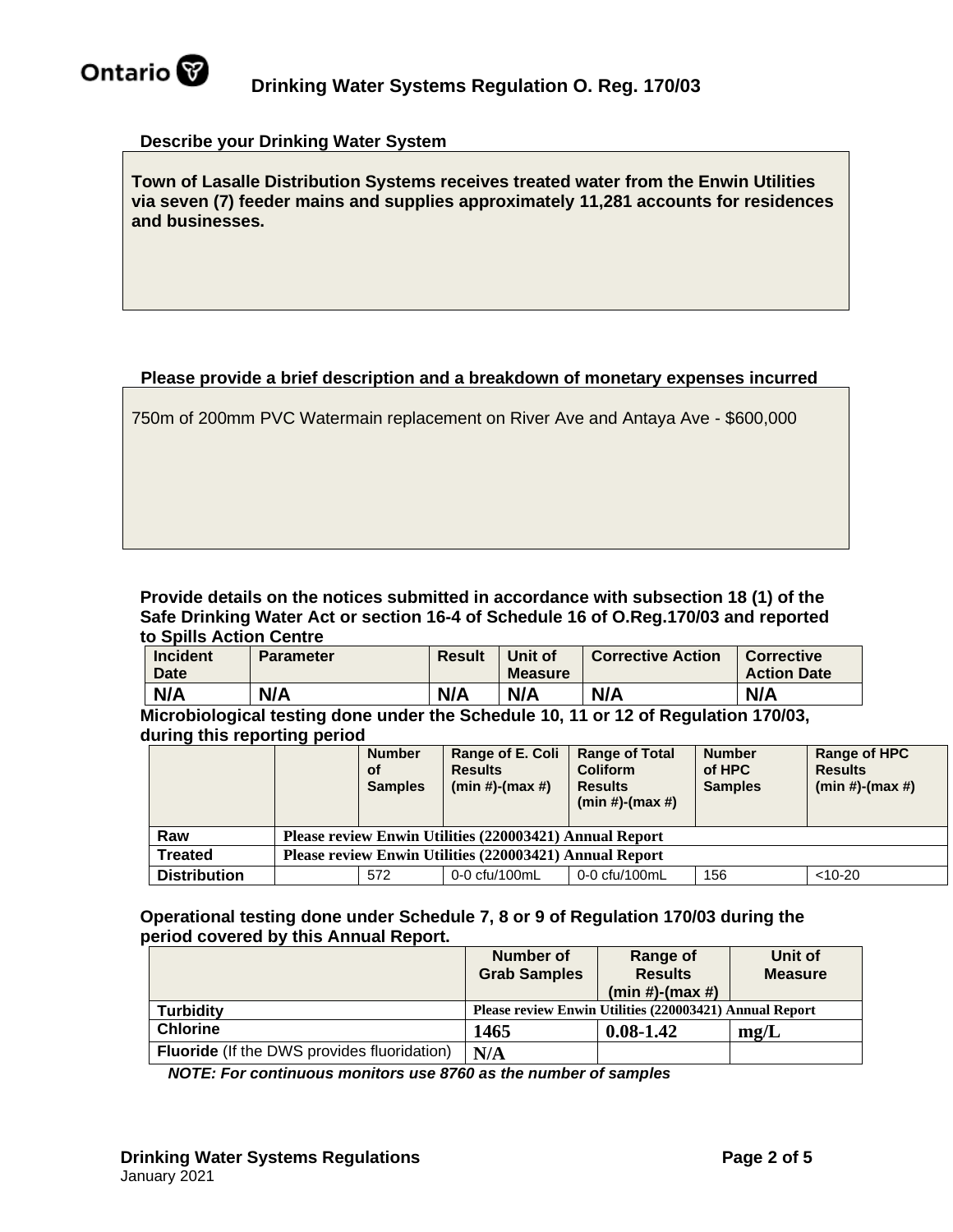## Describe your Drinking Water System

**Town of Lasalle Distribution Systems receives treated water from the Enwin Utilities via seven (7) feeder mains and supplies approximately 11,281 accounts for residences and businesses.**

## Please provide a brief description and a breakdown of monetary expenses incurred

750m of 200mm PVC Watermain replacement on River Ave and Antaya Ave - $600,000

## Provide details on the notices submitted in accordance with subsection 18 (1) of the Safe Drinking Water Act or section 16-4 of Schedule 16 of O.Reg.170/03 and reported to Spills Action Centre

| Incident Date | Parameter | Result | Unit of Measure | Corrective Action | Corrective Action Date |
|---|---|---|---|---|---|
| N/A | N/A | N/A | N/A | N/A | N/A |

## Microbiological testing done under the Schedule 10, 11 or 12 of Regulation 170/03, during this reporting period

| | | Number of Samples | Range of E. Coli Results (min #)-(max #) | Range of Total Coliform Results (min #)-(max #) | Number of HPC Samples | Range of HPC Results (min #)-(max #) |
|---|---|---|---|---|---|---|
| Raw | Please review Enwin Utilities (220003421) Annual Report | | | | | |
| Treated | Please review Enwin Utilities (220003421) Annual Report | | | | | |
| Distribution | | 572 | 0-0 cfu/100mL | 0-0 cfu/100mL | 156 | <10-20 |

## Operational testing done under Schedule 7, 8 or 9 of Regulation 170/03 during the period covered by this Annual Report.

| | Number of Grab Samples | Range of Results (min #)-(max #) | Unit of Measure |
|---|---|---|---|
| Turbidity | Please review Enwin Utilities (220003421) Annual Report | | |
| Chlorine | 1465 | 0.08-1.42 | mg/L |
| **Fluoride** (If the DWS provides fluoridation) | N/A | | |

***NOTE: For continuous monitors use 8760 as the number of samples***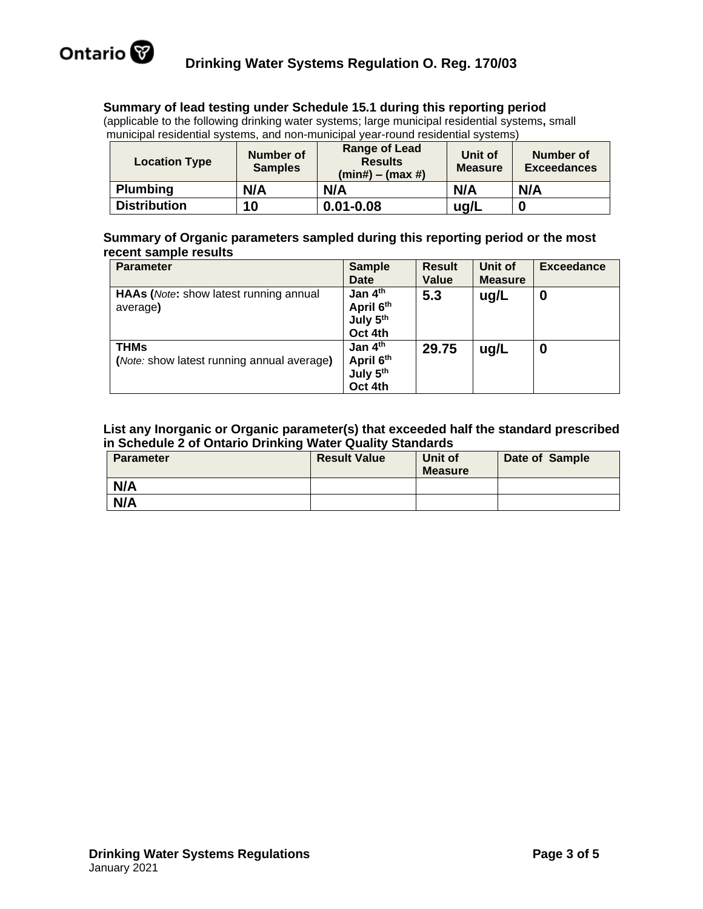### Summary of lead testing under Schedule 15.1 during this reporting period

(applicable to the following drinking water systems; large municipal residential systems**,** small municipal residential systems, and non-municipal year-round residential systems)

| Location Type | Number of Samples | Range of Lead Results (min#) – (max #) | Unit of Measure | Number of Exceedances |
|---|---|---|---|---|
| **Plumbing** | **N/A** | **N/A** | **N/A** | **N/A** |
| **Distribution** | **10** | **0.01-0.08** | **ug/L** | **0** |

### Summary of Organic parameters sampled during this reporting period or the most recent sample results

| Parameter | Sample Date | Result Value | Unit of Measure | Exceedance |
|---|---|---|---|---|
| **HAAs (***Note***:** show latest running annual average**)** | **Jan 4th April 6th July 5th Oct 4th** | **5.3** | **ug/L** | **0** |
| **THMs (***Note:* show latest running annual average**)** | **Jan 4th April 6th July 5th Oct 4th** | **29.75** | **ug/L** | **0** |

### List any Inorganic or Organic parameter(s) that exceeded half the standard prescribed in Schedule 2 of Ontario Drinking Water Quality Standards

| Parameter | Result Value | Unit of Measure | Date of Sample |
|---|---|---|---|
| **N/A** | | | |
| **N/A** | | | |